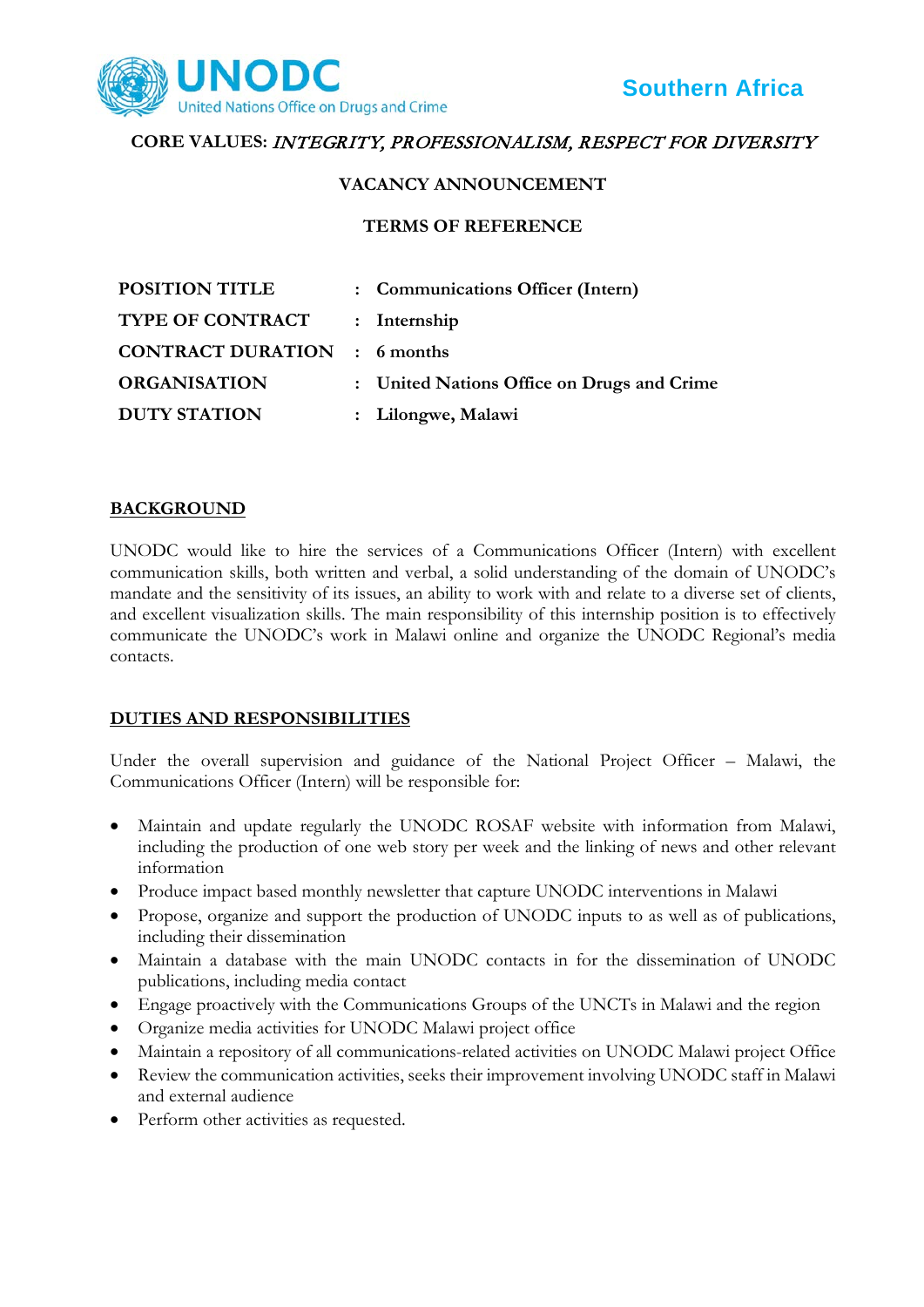UNODC
United Nations Office on Drugs and Crime

Southern Africa

**CORE VALUES:** ***INTEGRITY, PROFESSIONALISM, RESPECT FOR DIVERSITY***

**VACANCY ANNOUNCEMENT**

**TERMS OF REFERENCE**

| | | |
|---|---|---|
| **POSITION TITLE** | : | **Communications Officer (Intern)** |
| **TYPE OF CONTRACT** | : | **Internship** |
| **CONTRACT DURATION** | : | **6 months** |
| **ORGANISATION** | : | **United Nations Office on Drugs and Crime** |
| **DUTY STATION** | : | **Lilongwe, Malawi** |

## BACKGROUND

UNODC would like to hire the services of a Communications Officer (Intern) with excellent communication skills, both written and verbal, a solid understanding of the domain of UNODC's mandate and the sensitivity of its issues, an ability to work with and relate to a diverse set of clients, and excellent visualization skills. The main responsibility of this internship position is to effectively communicate the UNODC's work in Malawi online and organize the UNODC Regional's media contacts.

## DUTIES AND RESPONSIBILITIES

Under the overall supervision and guidance of the National Project Officer – Malawi, the Communications Officer (Intern) will be responsible for:

- Maintain and update regularly the UNODC ROSAF website with information from Malawi, including the production of one web story per week and the linking of news and other relevant information
- Produce impact based monthly newsletter that capture UNODC interventions in Malawi
- Propose, organize and support the production of UNODC inputs to as well as of publications, including their dissemination
- Maintain a database with the main UNODC contacts in for the dissemination of UNODC publications, including media contact
- Engage proactively with the Communications Groups of the UNCTs in Malawi and the region
- Organize media activities for UNODC Malawi project office
- Maintain a repository of all communications-related activities on UNODC Malawi project Office
- Review the communication activities, seeks their improvement involving UNODC staff in Malawi and external audience
- Perform other activities as requested.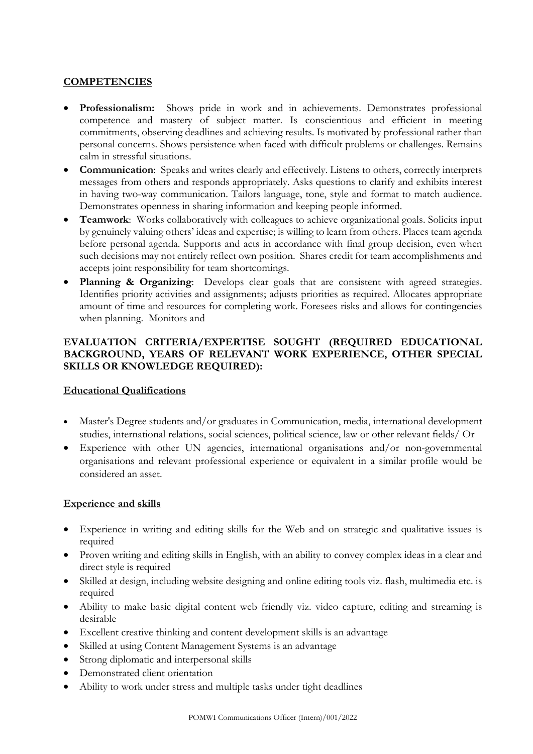## COMPETENCIES

- **Professionalism:** Shows pride in work and in achievements. Demonstrates professional competence and mastery of subject matter. Is conscientious and efficient in meeting commitments, observing deadlines and achieving results. Is motivated by professional rather than personal concerns. Shows persistence when faced with difficult problems or challenges. Remains calm in stressful situations.
- **Communication**: Speaks and writes clearly and effectively. Listens to others, correctly interprets messages from others and responds appropriately. Asks questions to clarify and exhibits interest in having two-way communication. Tailors language, tone, style and format to match audience. Demonstrates openness in sharing information and keeping people informed.
- **Teamwork**: Works collaboratively with colleagues to achieve organizational goals. Solicits input by genuinely valuing others' ideas and expertise; is willing to learn from others. Places team agenda before personal agenda. Supports and acts in accordance with final group decision, even when such decisions may not entirely reflect own position. Shares credit for team accomplishments and accepts joint responsibility for team shortcomings.
- **Planning & Organizing**: Develops clear goals that are consistent with agreed strategies. Identifies priority activities and assignments; adjusts priorities as required. Allocates appropriate amount of time and resources for completing work. Foresees risks and allows for contingencies when planning. Monitors and

## EVALUATION CRITERIA/EXPERTISE SOUGHT (REQUIRED EDUCATIONAL BACKGROUND, YEARS OF RELEVANT WORK EXPERIENCE, OTHER SPECIAL SKILLS OR KNOWLEDGE REQUIRED):

### Educational Qualifications

- Master's Degree students and/or graduates in Communication, media, international development studies, international relations, social sciences, political science, law or other relevant fields/ Or
- Experience with other UN agencies, international organisations and/or non-governmental organisations and relevant professional experience or equivalent in a similar profile would be considered an asset.

### Experience and skills

- Experience in writing and editing skills for the Web and on strategic and qualitative issues is required
- Proven writing and editing skills in English, with an ability to convey complex ideas in a clear and direct style is required
- Skilled at design, including website designing and online editing tools viz. flash, multimedia etc. is required
- Ability to make basic digital content web friendly viz. video capture, editing and streaming is desirable
- Excellent creative thinking and content development skills is an advantage
- Skilled at using Content Management Systems is an advantage
- Strong diplomatic and interpersonal skills
- Demonstrated client orientation
- Ability to work under stress and multiple tasks under tight deadlines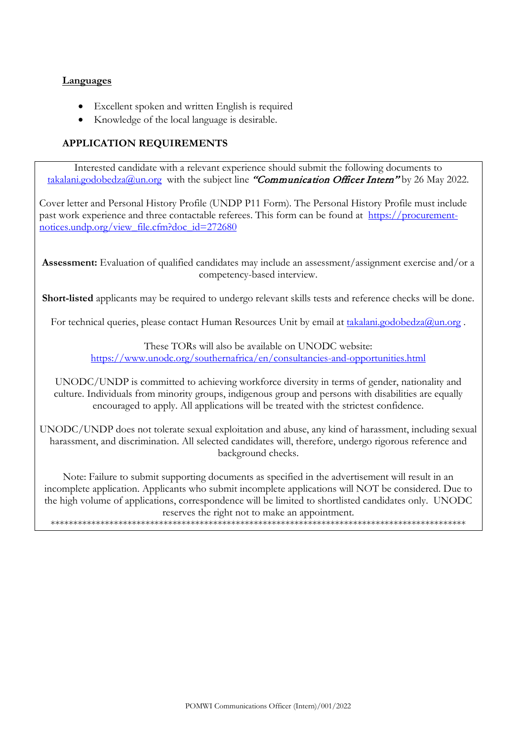**Languages**

- Excellent spoken and written English is required
- Knowledge of the local language is desirable.

**APPLICATION REQUIREMENTS**

Interested candidate with a relevant experience should submit the following documents to takalani.godobedza@un.org with the subject line ***"Communication Officer Intern"*** by 26 May 2022.

Cover letter and Personal History Profile (UNDP P11 Form). The Personal History Profile must include past work experience and three contactable referees. This form can be found at https://procurement-notices.undp.org/view_file.cfm?doc_id=272680

**Assessment:** Evaluation of qualified candidates may include an assessment/assignment exercise and/or a competency-based interview.

**Short-listed** applicants may be required to undergo relevant skills tests and reference checks will be done.

For technical queries, please contact Human Resources Unit by email at takalani.godobedza@un.org .

These TORs will also be available on UNODC website: https://www.unodc.org/southernafrica/en/consultancies-and-opportunities.html

UNODC/UNDP is committed to achieving workforce diversity in terms of gender, nationality and culture. Individuals from minority groups, indigenous group and persons with disabilities are equally encouraged to apply. All applications will be treated with the strictest confidence.

UNODC/UNDP does not tolerate sexual exploitation and abuse, any kind of harassment, including sexual harassment, and discrimination. All selected candidates will, therefore, undergo rigorous reference and background checks.

Note: Failure to submit supporting documents as specified in the advertisement will result in an incomplete application. Applicants who submit incomplete applications will NOT be considered. Due to the high volume of applications, correspondence will be limited to shortlisted candidates only. UNODC reserves the right not to make an appointment.

***********************************************************************************************

POMWI Communications Officer (Intern)/001/2022